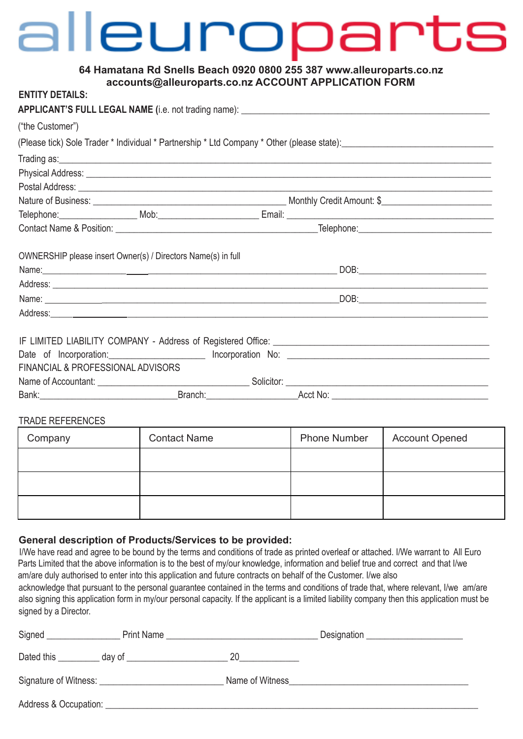# alleuroparts

**64 Hamatana Rd Snells Beach 0920 0800 255 387 www.alleuroparts.co.nz**
**accounts@alleuroparts.co.nz ACCOUNT APPLICATION FORM**

**ENTITY DETAILS:**

**APPLICANT'S FULL LEGAL NAME (**i.e. not trading name): ____________________________________________

("the Customer")

(Please tick) Sole Trader * Individual * Partnership * Ltd Company * Other (please state):____________________________

Trading as:____________________________________________________________________________

Physical Address: ______________________________________________________________________

Postal Address: ________________________________________________________________________

Nature of Business: ____________________________________ Monthly Credit Amount: $____________________

Telephone:_______________ Mob:____________________ Email: ______________________________________

Contact Name & Position: ________________________________________Telephone:_________________________

OWNERSHIP please insert Owner(s) / Directors Name(s) in full

Name:_____________________________________________________________ DOB:___________________________

Address: ______________________________________________________________________________________

Name: _____________________________________________________________DOB:___________________________

Address:_______________________________________________________________________________________

IF LIMITED LIABILITY COMPANY - Address of Registered Office: ____________________________________________

Date of Incorporation:____________________ Incorporation No: ________________________________________

FINANCIAL & PROFESSIONAL ADVISORS

Name of Accountant: _______________________________ Solicitor: ___________________________________________

Bank:_____________________________Branch:__________________Acct No: ________________________________

TRADE REFERENCES

| Company | Contact Name | Phone Number | Account Opened |
|---|---|---|---|
| | | | |
| | | | |
| | | | |

**General description of Products/Services to be provided:**

I/We have read and agree to be bound by the terms and conditions of trade as printed overleaf or attached. I/We warrant to All Euro Parts Limited that the above information is to the best of my/our knowledge, information and belief true and correct and that I/we am/are duly authorised to enter into this application and future contracts on behalf of the Customer. I/we also acknowledge that pursuant to the personal guarantee contained in the terms and conditions of trade that, where relevant, I/we am/are also signing this application form in my/our personal capacity. If the applicant is a limited liability company then this application must be signed by a Director.

Signed _______________ Print Name ________________________________ Designation ____________________

Dated this ________ day of ____________________ 20____________

Signature of Witness: _________________________ Name of Witness______________________________________

Address & Occupation: ____________________________________________________________________________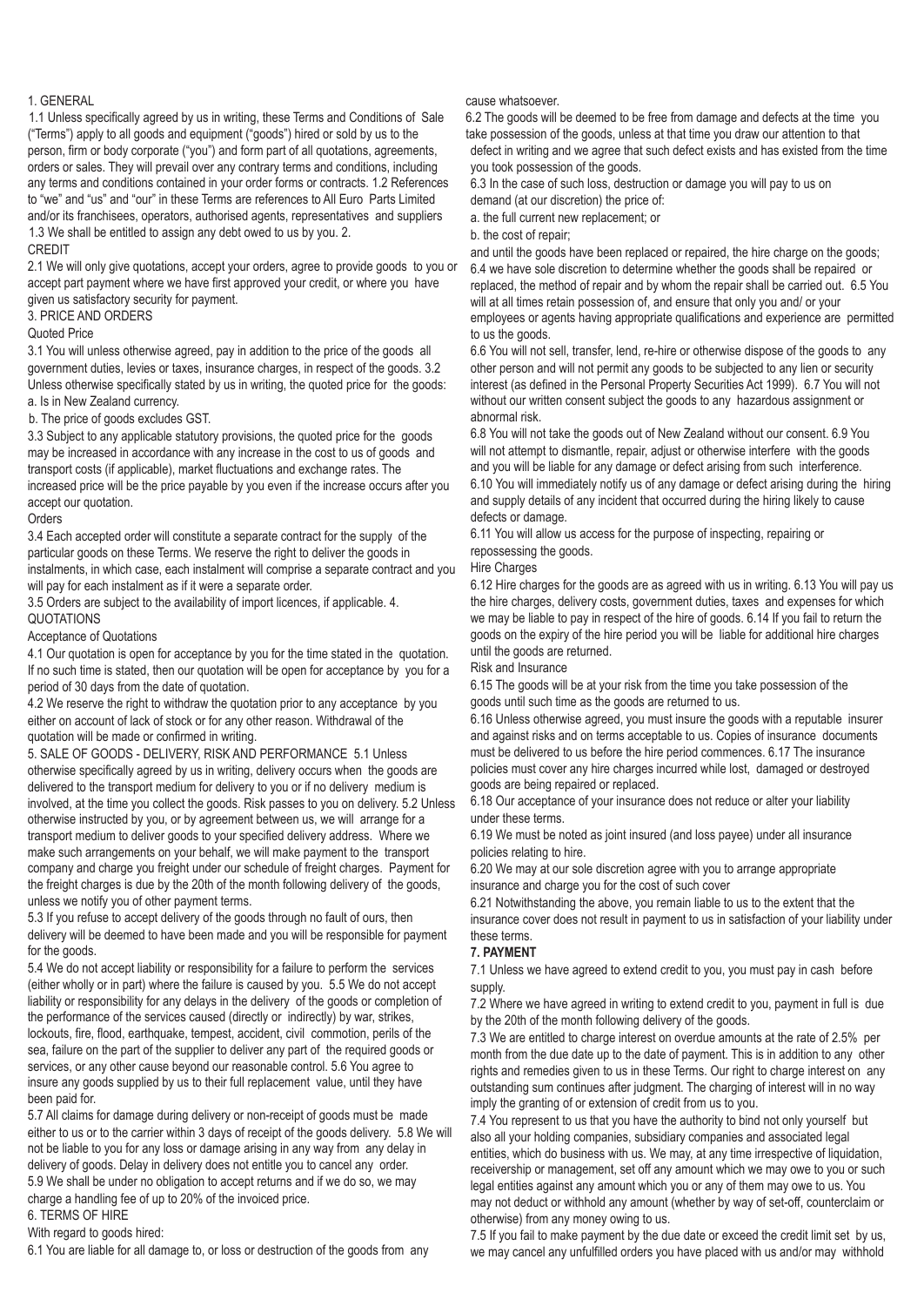## 1. GENERAL

1.1 Unless specifically agreed by us in writing, these Terms and Conditions of Sale ("Terms") apply to all goods and equipment ("goods") hired or sold by us to the person, firm or body corporate ("you") and form part of all quotations, agreements, orders or sales. They will prevail over any contrary terms and conditions, including any terms and conditions contained in your order forms or contracts. 1.2 References to "we" and "us" and "our" in these Terms are references to All Euro Parts Limited and/or its franchisees, operators, authorised agents, representatives and suppliers 1.3 We shall be entitled to assign any debt owed to us by you.

## 2. CREDIT

2.1 We will only give quotations, accept your orders, agree to provide goods to you or accept part payment where we have first approved your credit, or where you have given us satisfactory security for payment.

## 3. PRICE AND ORDERS

### Quoted Price

3.1 You will unless otherwise agreed, pay in addition to the price of the goods all government duties, levies or taxes, insurance charges, in respect of the goods. 3.2 Unless otherwise specifically stated by us in writing, the quoted price for the goods:

a. Is in New Zealand currency.

b. The price of goods excludes GST.

3.3 Subject to any applicable statutory provisions, the quoted price for the goods may be increased in accordance with any increase in the cost to us of goods and transport costs (if applicable), market fluctuations and exchange rates. The increased price will be the price payable by you even if the increase occurs after you accept our quotation.

### Orders

3.4 Each accepted order will constitute a separate contract for the supply of the particular goods on these Terms. We reserve the right to deliver the goods in instalments, in which case, each instalment will comprise a separate contract and you will pay for each instalment as if it were a separate order.

3.5 Orders are subject to the availability of import licences, if applicable.

## 4. QUOTATIONS

### Acceptance of Quotations

4.1 Our quotation is open for acceptance by you for the time stated in the quotation. If no such time is stated, then our quotation will be open for acceptance by you for a period of 30 days from the date of quotation.

4.2 We reserve the right to withdraw the quotation prior to any acceptance by you either on account of lack of stock or for any other reason. Withdrawal of the quotation will be made or confirmed in writing.

## 5. SALE OF GOODS - DELIVERY, RISK AND PERFORMANCE

5.1 Unless otherwise specifically agreed by us in writing, delivery occurs when the goods are delivered to the transport medium for delivery to you or if no delivery medium is involved, at the time you collect the goods. Risk passes to you on delivery. 5.2 Unless otherwise instructed by you, or by agreement between us, we will arrange for a transport medium to deliver goods to your specified delivery address. Where we make such arrangements on your behalf, we will make payment to the transport company and charge you freight under our schedule of freight charges. Payment for the freight charges is due by the 20th of the month following delivery of the goods, unless we notify you of other payment terms.

5.3 If you refuse to accept delivery of the goods through no fault of ours, then delivery will be deemed to have been made and you will be responsible for payment for the goods.

5.4 We do not accept liability or responsibility for a failure to perform the services (either wholly or in part) where the failure is caused by you. 5.5 We do not accept liability or responsibility for any delays in the delivery of the goods or completion of the performance of the services caused (directly or indirectly) by war, strikes, lockouts, fire, flood, earthquake, tempest, accident, civil commotion, perils of the sea, failure on the part of the supplier to deliver any part of the required goods or services, or any other cause beyond our reasonable control. 5.6 You agree to insure any goods supplied by us to their full replacement value, until they have been paid for.

5.7 All claims for damage during delivery or non-receipt of goods must be made either to us or to the carrier within 3 days of receipt of the goods delivery. 5.8 We will not be liable to you for any loss or damage arising in any way from any delay in delivery of goods. Delay in delivery does not entitle you to cancel any order.

5.9 We shall be under no obligation to accept returns and if we do so, we may charge a handling fee of up to 20% of the invoiced price.

## 6. TERMS OF HIRE

With regard to goods hired:

6.1 You are liable for all damage to, or loss or destruction of the goods from any cause whatsoever.

6.2 The goods will be deemed to be free from damage and defects at the time you take possession of the goods, unless at that time you draw our attention to that defect in writing and we agree that such defect exists and has existed from the time you took possession of the goods.

6.3 In the case of such loss, destruction or damage you will pay to us on demand (at our discretion) the price of:

a. the full current new replacement; or

b. the cost of repair;

and until the goods have been replaced or repaired, the hire charge on the goods; 6.4 we have sole discretion to determine whether the goods shall be repaired or replaced, the method of repair and by whom the repair shall be carried out. 6.5 You will at all times retain possession of, and ensure that only you and/ or your employees or agents having appropriate qualifications and experience are permitted to us the goods.

6.6 You will not sell, transfer, lend, re-hire or otherwise dispose of the goods to any other person and will not permit any goods to be subjected to any lien or security interest (as defined in the Personal Property Securities Act 1999). 6.7 You will not without our written consent subject the goods to any hazardous assignment or abnormal risk.

6.8 You will not take the goods out of New Zealand without our consent. 6.9 You will not attempt to dismantle, repair, adjust or otherwise interfere with the goods and you will be liable for any damage or defect arising from such interference.

6.10 You will immediately notify us of any damage or defect arising during the hiring and supply details of any incident that occurred during the hiring likely to cause defects or damage.

6.11 You will allow us access for the purpose of inspecting, repairing or repossessing the goods.

### Hire Charges

6.12 Hire charges for the goods are as agreed with us in writing. 6.13 You will pay us the hire charges, delivery costs, government duties, taxes and expenses for which we may be liable to pay in respect of the hire of goods. 6.14 If you fail to return the goods on the expiry of the hire period you will be liable for additional hire charges until the goods are returned.

### Risk and Insurance

6.15 The goods will be at your risk from the time you take possession of the goods until such time as the goods are returned to us.

6.16 Unless otherwise agreed, you must insure the goods with a reputable insurer and against risks and on terms acceptable to us. Copies of insurance documents must be delivered to us before the hire period commences. 6.17 The insurance policies must cover any hire charges incurred while lost, damaged or destroyed goods are being repaired or replaced.

6.18 Our acceptance of your insurance does not reduce or alter your liability under these terms.

6.19 We must be noted as joint insured (and loss payee) under all insurance policies relating to hire.

6.20 We may at our sole discretion agree with you to arrange appropriate insurance and charge you for the cost of such cover

6.21 Notwithstanding the above, you remain liable to us to the extent that the insurance cover does not result in payment to us in satisfaction of your liability under these terms.

## 7. PAYMENT

7.1 Unless we have agreed to extend credit to you, you must pay in cash before supply.

7.2 Where we have agreed in writing to extend credit to you, payment in full is due by the 20th of the month following delivery of the goods.

7.3 We are entitled to charge interest on overdue amounts at the rate of 2.5% per month from the due date up to the date of payment. This is in addition to any other rights and remedies given to us in these Terms. Our right to charge interest on any outstanding sum continues after judgment. The charging of interest will in no way imply the granting of or extension of credit from us to you.

7.4 You represent to us that you have the authority to bind not only yourself but also all your holding companies, subsidiary companies and associated legal entities, which do business with us. We may, at any time irrespective of liquidation, receivership or management, set off any amount which we may owe to you or such legal entities against any amount which you or any of them may owe to us. You may not deduct or withhold any amount (whether by way of set-off, counterclaim or otherwise) from any money owing to us.

7.5 If you fail to make payment by the due date or exceed the credit limit set by us, we may cancel any unfulfilled orders you have placed with us and/or may withhold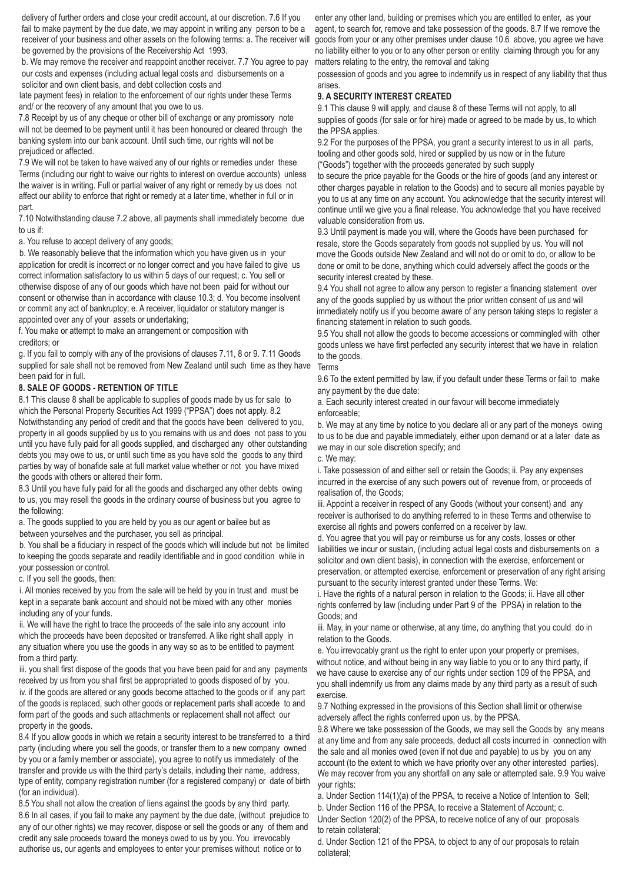delivery of further orders and close your credit account, at our discretion. 7.6 If you fail to make payment by the due date, we may appoint in writing any person to be a receiver of your business and other assets on the following terms: a. The receiver will be governed by the provisions of the Receivership Act 1993.

b. We may remove the receiver and reappoint another receiver. 7.7 You agree to pay our costs and expenses (including actual legal costs and disbursements on a solicitor and own client basis, and debt collection costs and late payment fees) in relation to the enforcement of our rights under these Terms and/ or the recovery of any amount that you owe to us.

7.8 Receipt by us of any cheque or other bill of exchange or any promissory note will not be deemed to be payment until it has been honoured or cleared through the banking system into our bank account. Until such time, our rights will not be prejudiced or affected.

7.9 We will not be taken to have waived any of our rights or remedies under these Terms (including our right to waive our rights to interest on overdue accounts) unless the waiver is in writing. Full or partial waiver of any right or remedy by us does not affect our ability to enforce that right or remedy at a later time, whether in full or in part.

7.10 Notwithstanding clause 7.2 above, all payments shall immediately become due to us if:

a. You refuse to accept delivery of any goods;

b. We reasonably believe that the information which you have given us in your application for credit is incorrect or no longer correct and you have failed to give us correct information satisfactory to us within 5 days of our request; c. You sell or otherwise dispose of any of our goods which have not been paid for without our consent or otherwise than in accordance with clause 10.3; d. You become insolvent or commit any act of bankruptcy; e. A receiver, liquidator or statutory manger is appointed over any of your assets or undertaking;

f. You make or attempt to make an arrangement or composition with creditors; or

g. If you fail to comply with any of the provisions of clauses 7.11, 8 or 9. 7.11 Goods supplied for sale shall not be removed from New Zealand until such time as they have been paid for in full.

### 8. SALE OF GOODS - RETENTION OF TITLE

8.1 This clause 8 shall be applicable to supplies of goods made by us for sale to which the Personal Property Securities Act 1999 ("PPSA") does not apply. 8.2 Notwithstanding any period of credit and that the goods have been delivered to you, property in all goods supplied by us to you remains with us and does not pass to you until you have fully paid for all goods supplied, and discharged any other outstanding debts you may owe to us, or until such time as you have sold the goods to any third parties by way of bonafide sale at full market value whether or not you have mixed the goods with others or altered their form.

8.3 Until you have fully paid for all the goods and discharged any other debts owing to us, you may resell the goods in the ordinary course of business but you agree to the following:

a. The goods supplied to you are held by you as our agent or bailee but as between yourselves and the purchaser, you sell as principal.

b. You shall be a fiduciary in respect of the goods which will include but not be limited to keeping the goods separate and readily identifiable and in good condition while in your possession or control.

c. If you sell the goods, then:

i. All monies received by you from the sale will be held by you in trust and must be kept in a separate bank account and should not be mixed with any other monies including any of your funds.

ii. We will have the right to trace the proceeds of the sale into any account into which the proceeds have been deposited or transferred. A like right shall apply in any situation where you use the goods in any way so as to be entitled to payment from a third party.

iii. you shall first dispose of the goods that you have been paid for and any payments received by us from you shall first be appropriated to goods disposed of by you.

iv. if the goods are altered or any goods become attached to the goods or if any part of the goods is replaced, such other goods or replacement parts shall accede to and form part of the goods and such attachments or replacement shall not affect our property in the goods.

8.4 If you allow goods in which we retain a security interest to be transferred to a third party (including where you sell the goods, or transfer them to a new company owned by you or a family member or associate), you agree to notify us immediately of the transfer and provide us with the third party's details, including their name, address, type of entity, company registration number (for a registered company) or date of birth (for an individual).

8.5 You shall not allow the creation of liens against the goods by any third party.

8.6 In all cases, if you fail to make any payment by the due date, (without prejudice to any of our other rights) we may recover, dispose or sell the goods or any of them and credit any sale proceeds toward the moneys owed to us by you. You irrevocably authorise us, our agents and employees to enter your premises without notice or to enter any other land, building or premises which you are entitled to enter, as your agent, to search for, remove and take possession of the goods. 8.7 If we remove the goods from your or any other premises under clause 10.6 above, you agree we have no liability either to you or to any other person or entity claiming through you for any matters relating to the entry, the removal and taking possession of goods and you agree to indemnify us in respect of any liability that thus arises.

### 9. A SECURITY INTEREST CREATED

9.1 This clause 9 will apply, and clause 8 of these Terms will not apply, to all supplies of goods (for sale or for hire) made or agreed to be made by us, to which the PPSA applies.

9.2 For the purposes of the PPSA, you grant a security interest to us in all parts, tooling and other goods sold, hired or supplied by us now or in the future ("Goods") together with the proceeds generated by such supply to secure the price payable for the Goods or the hire of goods (and any interest or other charges payable in relation to the Goods) and to secure all monies payable by you to us at any time on any account. You acknowledge that the security interest will continue until we give you a final release. You acknowledge that you have received valuable consideration from us.

9.3 Until payment is made you will, where the Goods have been purchased for resale, store the Goods separately from goods not supplied by us. You will not move the Goods outside New Zealand and will not do or omit to do, or allow to be done or omit to be done, anything which could adversely affect the goods or the security interest created by these.

9.4 You shall not agree to allow any person to register a financing statement over any of the goods supplied by us without the prior written consent of us and will immediately notify us if you become aware of any person taking steps to register a financing statement in relation to such goods.

9.5 You shall not allow the goods to become accessions or commingled with other goods unless we have first perfected any security interest that we have in relation to the goods.

Terms

9.6 To the extent permitted by law, if you default under these Terms or fail to make any payment by the due date:

a. Each security interest created in our favour will become immediately enforceable;

b. We may at any time by notice to you declare all or any part of the moneys owing to us to be due and payable immediately, either upon demand or at a later date as we may in our sole discretion specify; and

c. We may:

i. Take possession of and either sell or retain the Goods; ii. Pay any expenses incurred in the exercise of any such powers out of revenue from, or proceeds of realisation of, the Goods;

iii. Appoint a receiver in respect of any Goods (without your consent) and any receiver is authorised to do anything referred to in these Terms and otherwise to exercise all rights and powers conferred on a receiver by law.

d. You agree that you will pay or reimburse us for any costs, losses or other liabilities we incur or sustain, (including actual legal costs and disbursements on a solicitor and own client basis), in connection with the exercise, enforcement or preservation, or attempted exercise, enforcement or preservation of any right arising pursuant to the security interest granted under these Terms. We:

i. Have the rights of a natural person in relation to the Goods; ii. Have all other rights conferred by law (including under Part 9 of the PPSA) in relation to the Goods; and

iii. May, in your name or otherwise, at any time, do anything that you could do in relation to the Goods.

e. You irrevocably grant us the right to enter upon your property or premises, without notice, and without being in any way liable to you or to any third party, if we have cause to exercise any of our rights under section 109 of the PPSA, and you shall indemnify us from any claims made by any third party as a result of such exercise.

9.7 Nothing expressed in the provisions of this Section shall limit or otherwise adversely affect the rights conferred upon us, by the PPSA.

9.8 Where we take possession of the Goods, we may sell the Goods by any means at any time and from any sale proceeds, deduct all costs incurred in connection with the sale and all monies owed (even if not due and payable) to us by you on any account (to the extent to which we have priority over any other interested parties). We may recover from you any shortfall on any sale or attempted sale. 9.9 You waive your rights:

a. Under Section 114(1)(a) of the PPSA, to receive a Notice of Intention to Sell;

b. Under Section 116 of the PPSA, to receive a Statement of Account; c. Under Section 120(2) of the PPSA, to receive notice of any of our proposals to retain collateral;

d. Under Section 121 of the PPSA, to object to any of our proposals to retain collateral;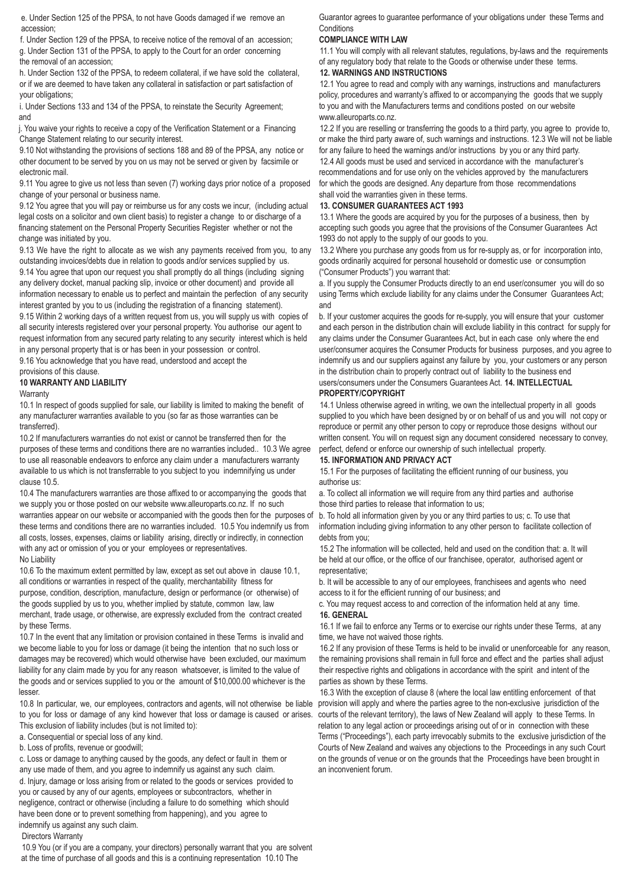e. Under Section 125 of the PPSA, to not have Goods damaged if we remove an accession;

f. Under Section 129 of the PPSA, to receive notice of the removal of an accession;

g. Under Section 131 of the PPSA, to apply to the Court for an order concerning the removal of an accession;

h. Under Section 132 of the PPSA, to redeem collateral, if we have sold the collateral, or if we are deemed to have taken any collateral in satisfaction or part satisfaction of your obligations;

i. Under Sections 133 and 134 of the PPSA, to reinstate the Security Agreement; and

j. You waive your rights to receive a copy of the Verification Statement or a Financing Change Statement relating to our security interest.

9.10 Not withstanding the provisions of sections 188 and 89 of the PPSA, any notice or other document to be served by you on us may not be served or given by facsimile or electronic mail.

9.11 You agree to give us not less than seven (7) working days prior notice of a proposed change of your personal or business name.

9.12 You agree that you will pay or reimburse us for any costs we incur, (including actual legal costs on a solicitor and own client basis) to register a change to or discharge of a financing statement on the Personal Property Securities Register whether or not the change was initiated by you.

9.13 We have the right to allocate as we wish any payments received from you, to any outstanding invoices/debts due in relation to goods and/or services supplied by us.

9.14 You agree that upon our request you shall promptly do all things (including signing any delivery docket, manual packing slip, invoice or other document) and provide all information necessary to enable us to perfect and maintain the perfection of any security interest granted by you to us (including the registration of a financing statement).

9.15 Within 2 working days of a written request from us, you will supply us with copies of all security interests registered over your personal property. You authorise our agent to request information from any secured party relating to any security interest which is held in any personal property that is or has been in your possession or control.

9.16 You acknowledge that you have read, understood and accept the provisions of this clause.

**10 WARRANTY AND LIABILITY**

Warranty

10.1 In respect of goods supplied for sale, our liability is limited to making the benefit of any manufacturer warranties available to you (so far as those warranties can be transferred).

10.2 If manufacturers warranties do not exist or cannot be transferred then for the purposes of these terms and conditions there are no warranties included.. 10.3 We agree to use all reasonable endeavors to enforce any claim under a manufacturers warranty available to us which is not transferrable to you subject to you indemnifying us under clause 10.5.

10.4 The manufacturers warranties are those affixed to or accompanying the goods that we supply you or those posted on our website www.alleuroparts.co.nz.nz. If no such warranties appear on our website or accompanied with the goods then for the purposes of these terms and conditions there are no warranties included. 10.5 You indemnify us from all costs, losses, expenses, claims or liability arising, directly or indirectly, in connection with any act or omission of you or your employees or representatives.

No Liability

10.6 To the maximum extent permitted by law, except as set out above in clause 10.1, all conditions or warranties in respect of the quality, merchantability fitness for purpose, condition, description, manufacture, design or performance (or otherwise) of the goods supplied by us to you, whether implied by statute, common law, law merchant, trade usage, or otherwise, are expressly excluded from the contract created by these Terms.

10.7 In the event that any limitation or provision contained in these Terms is invalid and we become liable to you for loss or damage (it being the intention that no such loss or damages may be recovered) which would otherwise have been excluded, our maximum liability for any claim made by you for any reason whatsoever, is limited to the value of the goods and or services supplied to you or the amount of $10,000.00 whichever is the lesser.

10.8 In particular, we, our employees, contractors and agents, will not otherwise be liable to you for loss or damage of any kind however that loss or damage is caused or arises. This exclusion of liability includes (but is not limited to):

a. Consequential or special loss of any kind.

b. Loss of profits, revenue or goodwill;

c. Loss or damage to anything caused by the goods, any defect or fault in them or any use made of them, and you agree to indemnify us against any such claim.

d. Injury, damage or loss arising from or related to the goods or services provided to you or caused by any of our agents, employees or subcontractors, whether in negligence, contract or otherwise (including a failure to do something which should have been done or to prevent something from happening), and you agree to indemnify us against any such claim.

Directors Warranty

10.9 You (or if you are a company, your directors) personally warrant that you are solvent at the time of purchase of all goods and this is a continuing representation 10.10 The Guarantor agrees to guarantee performance of your obligations under these Terms and Conditions

**COMPLIANCE WITH LAW**

11.1 You will comply with all relevant statutes, regulations, by-laws and the requirements of any regulatory body that relate to the Goods or otherwise under these terms.

**12. WARNINGS AND INSTRUCTIONS**

12.1 You agree to read and comply with any warnings, instructions and manufacturers policy, procedures and warranty's affixed to or accompanying the goods that we supply to you and with the Manufacturers terms and conditions posted on our website www.alleuroparts.co.nz.

12.2 If you are reselling or transferring the goods to a third party, you agree to provide to, or make the third party aware of, such warnings and instructions. 12.3 We will not be liable for any failure to heed the warnings and/or instructions by you or any third party.

12.4 All goods must be used and serviced in accordance with the manufacturer's recommendations and for use only on the vehicles approved by the manufacturers for which the goods are designed. Any departure from those recommendations shall void the warranties given in these terms.

**13. CONSUMER GUARANTEES ACT 1993**

13.1 Where the goods are acquired by you for the purposes of a business, then by accepting such goods you agree that the provisions of the Consumer Guarantees Act 1993 do not apply to the supply of our goods to you.

13.2 Where you purchase any goods from us for re-supply as, or for incorporation into, goods ordinarily acquired for personal household or domestic use or consumption ("Consumer Products") you warrant that:

a. If you supply the Consumer Products directly to an end user/consumer you will do so using Terms which exclude liability for any claims under the Consumer Guarantees Act; and

b. If your customer acquires the goods for re-supply, you will ensure that your customer and each person in the distribution chain will exclude liability in this contract for supply for any claims under the Consumer Guarantees Act, but in each case only where the end user/consumer acquires the Consumer Products for business purposes, and you agree to indemnify us and our suppliers against any failure by you, your customers or any person in the distribution chain to properly contract out of liability to the business end users/consumers under the Consumers Guarantees Act.

**14. INTELLECTUAL PROPERTY/COPYRIGHT**

14.1 Unless otherwise agreed in writing, we own the intellectual property in all goods supplied to you which have been designed by or on behalf of us and you will not copy or reproduce or permit any other person to copy or reproduce those designs without our written consent. You will on request sign any document considered necessary to convey, perfect, defend or enforce our ownership of such intellectual property.

**15. INFORMATION AND PRIVACY ACT**

15.1 For the purposes of facilitating the efficient running of our business, you authorise us:

a. To collect all information we will require from any third parties and authorise those third parties to release that information to us;

b. To hold all information given by you or any third parties to us; c. To use that information including giving information to any other person to facilitate collection of debts from you;

15.2 The information will be collected, held and used on the condition that: a. It will be held at our office, or the office of our franchisee, operator, authorised agent or representative;

b. It will be accessible to any of our employees, franchisees and agents who need access to it for the efficient running of our business; and

c. You may request access to and correction of the information held at any time.

**16. GENERAL**

16.1 If we fail to enforce any Terms or to exercise our rights under these Terms, at any time, we have not waived those rights.

16.2 If any provision of these Terms is held to be invalid or unenforceable for any reason, the remaining provisions shall remain in full force and effect and the parties shall adjust their respective rights and obligations in accordance with the spirit and intent of the parties as shown by these Terms.

16.3 With the exception of clause 8 (where the local law entitling enforcement of that provision will apply and where the parties agree to the non-exclusive jurisdiction of the courts of the relevant territory), the laws of New Zealand will apply to these Terms. In relation to any legal action or proceedings arising out of or in connection with these Terms ("Proceedings"), each party irrevocably submits to the exclusive jurisdiction of the Courts of New Zealand and waives any objections to the Proceedings in any such Court on the grounds of venue or on the grounds that the Proceedings have been brought in an inconvenient forum.